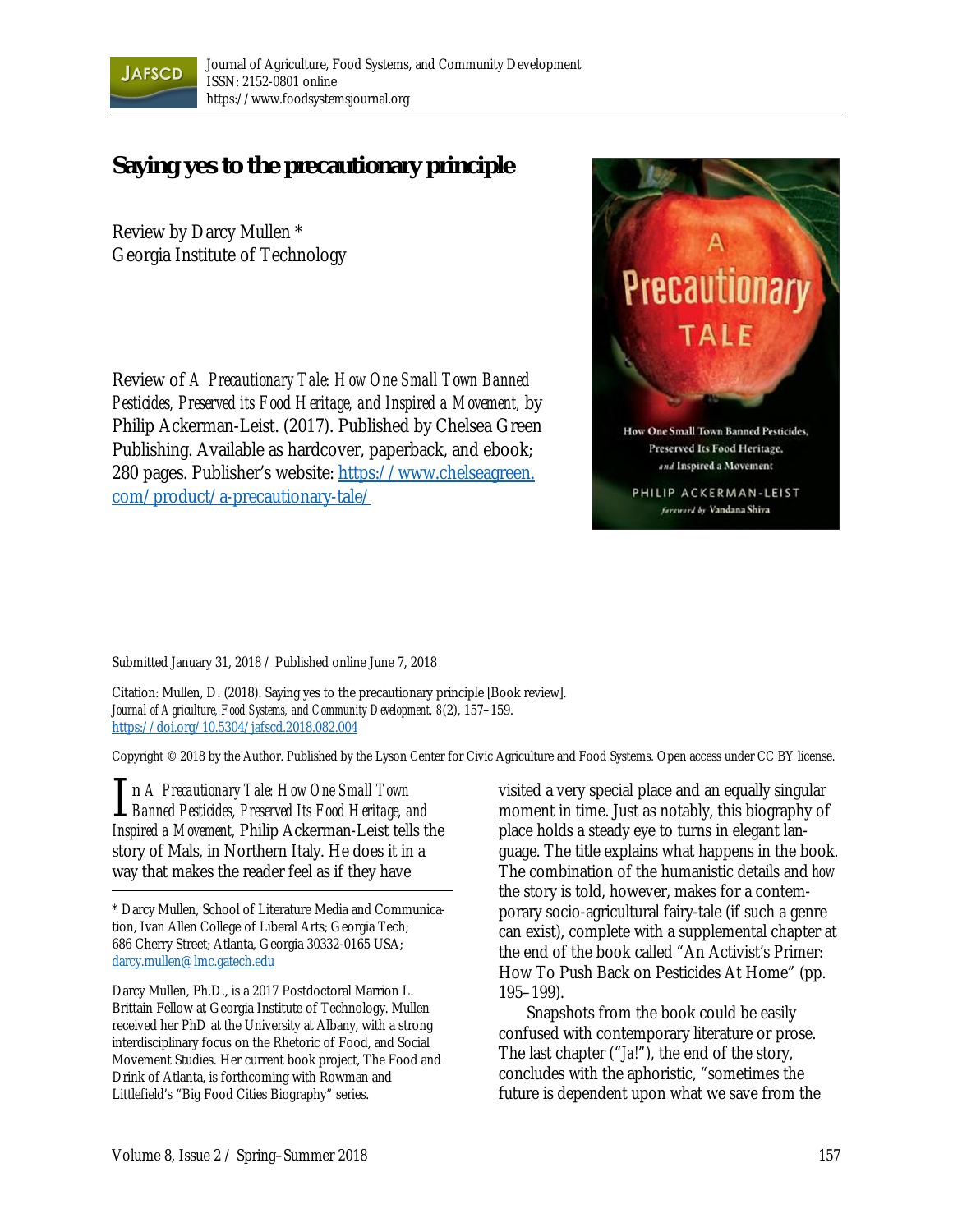Journal of Agriculture, Food Systems, and Community Development
ISSN: 2152-0801 online
https://www.foodsystemsjournal.org

# Saying yes to the precautionary principle

Review by Darcy Mullen *
Georgia Institute of Technology

Review of *A Precautionary Tale: How One Small Town Banned Pesticides, Preserved its Food Heritage, and Inspired a Movement*, by Philip Ackerman-Leist. (2017). Published by Chelsea Green Publishing. Available as hardcover, paperback, and ebook; 280 pages. Publisher's website: https://www.chelseagreen.com/product/a-precautionary-tale/

Submitted January 31, 2018 / Published online June 7, 2018

Citation: Mullen, D. (2018). Saying yes to the precautionary principle [Book review]. *Journal of Agriculture, Food Systems, and Community Development, 8*(2), 157–159. https://doi.org/10.5304/jafscd.2018.082.004

Copyright © 2018 by the Author. Published by the Lyson Center for Civic Agriculture and Food Systems. Open access under CC BY license.

In *A Precautionary Tale: How One Small Town Banned Pesticides, Preserved Its Food Heritage, and Inspired a Movement,* Philip Ackerman-Leist tells the story of Mals, in Northern Italy. He does it in a way that makes the reader feel as if they have visited a very special place and an equally singular moment in time. Just as notably, this biography of place holds a steady eye to turns in elegant language. The title explains what happens in the book. The combination of the humanistic details and *how* the story is told, however, makes for a contemporary socio-agricultural fairy-tale (if such a genre can exist), complete with a supplemental chapter at the end of the book called "An Activist's Primer: How To Push Back on Pesticides At Home" (pp. 195–199).

Snapshots from the book could be easily confused with contemporary literature or prose. The last chapter ("*Ja!*"), the end of the story, concludes with the aphoristic, "sometimes the future is dependent upon what we save from the

---

\* Darcy Mullen, School of Literature Media and Communication, Ivan Allen College of Liberal Arts; Georgia Tech; 686 Cherry Street; Atlanta, Georgia 30332-0165 USA; darcy.mullen@lmc.gatech.edu

Darcy Mullen, Ph.D., is a 2017 Postdoctoral Marrion L. Brittain Fellow at Georgia Institute of Technology. Mullen received her PhD at the University at Albany, with a strong interdisciplinary focus on the Rhetoric of Food, and Social Movement Studies. Her current book project, The Food and Drink of Atlanta, is forthcoming with Rowman and Littlefield's "Big Food Cities Biography" series.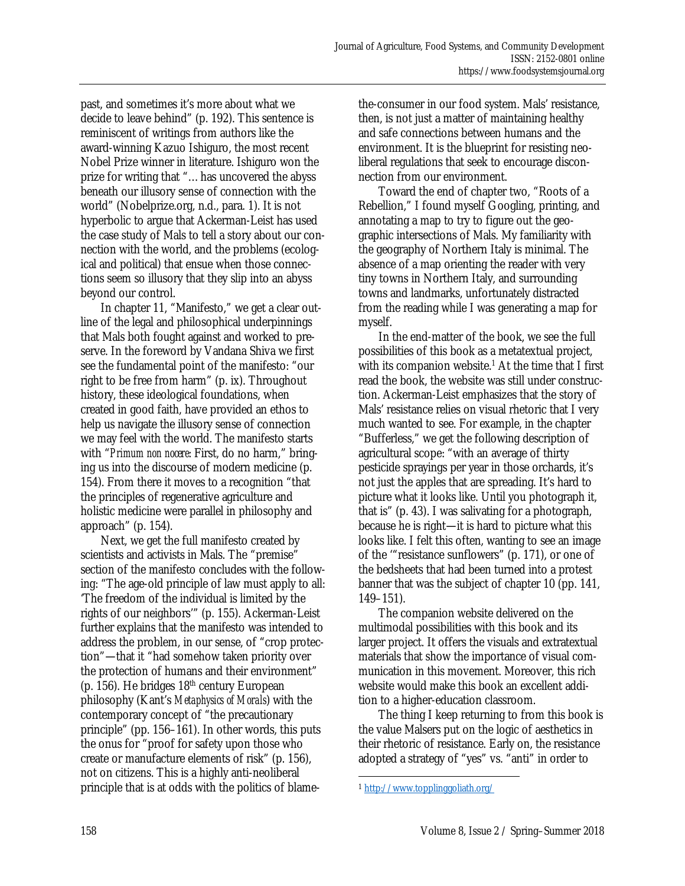past, and sometimes it's more about what we decide to leave behind" (p. 192). This sentence is reminiscent of writings from authors like the award-winning Kazuo Ishiguro, the most recent Nobel Prize winner in literature. Ishiguro won the prize for writing that "… has uncovered the abyss beneath our illusory sense of connection with the world" (Nobelprize.org, n.d., para. 1). It is not hyperbolic to argue that Ackerman-Leist has used the case study of Mals to tell a story about our connection with the world, and the problems (ecological and political) that ensue when those connections seem so illusory that they slip into an abyss beyond our control.

In chapter 11, "Manifesto," we get a clear outline of the legal and philosophical underpinnings that Mals both fought against and worked to preserve. In the foreword by Vandana Shiva we first see the fundamental point of the manifesto: "our right to be free from harm" (p. ix). Throughout history, these ideological foundations, when created in good faith, have provided an ethos to help us navigate the illusory sense of connection we may feel with the world. The manifesto starts with "*Primum non nocere*: First, do no harm," bringing us into the discourse of modern medicine (p. 154). From there it moves to a recognition "that the principles of regenerative agriculture and holistic medicine were parallel in philosophy and approach" (p. 154).

Next, we get the full manifesto created by scientists and activists in Mals. The "premise" section of the manifesto concludes with the following: "The age-old principle of law must apply to all: 'The freedom of the individual is limited by the rights of our neighbors'" (p. 155). Ackerman-Leist further explains that the manifesto was intended to address the problem, in our sense, of "crop protection"—that it "had somehow taken priority over the protection of humans and their environment" (p. 156). He bridges 18th century European philosophy (Kant's *Metaphysics of Morals*) with the contemporary concept of "the precautionary principle" (pp. 156–161). In other words, this puts the onus for "proof for safety upon those who create or manufacture elements of risk" (p. 156), not on citizens. This is a highly anti-neoliberal principle that is at odds with the politics of blame-the-consumer in our food system. Mals' resistance, then, is not just a matter of maintaining healthy and safe connections between humans and the environment. It is the blueprint for resisting neoliberal regulations that seek to encourage disconnection from our environment.

Toward the end of chapter two, "Roots of a Rebellion," I found myself Googling, printing, and annotating a map to try to figure out the geographic intersections of Mals. My familiarity with the geography of Northern Italy is minimal. The absence of a map orienting the reader with very tiny towns in Northern Italy, and surrounding towns and landmarks, unfortunately distracted from the reading while I was generating a map for myself.

In the end-matter of the book, we see the full possibilities of this book as a metatextual project, with its companion website.[1] At the time that I first read the book, the website was still under construction. Ackerman-Leist emphasizes that the story of Mals' resistance relies on visual rhetoric that I very much wanted to see. For example, in the chapter "Bufferless," we get the following description of agricultural scope: "with an average of thirty pesticide sprayings per year in those orchards, it's not just the apples that are spreading. It's hard to picture what it looks like. Until you photograph it, that is" (p. 43). I was salivating for a photograph, because he is right—it is hard to picture what *this* looks like. I felt this often, wanting to see an image of the '"resistance sunflowers" (p. 171), or one of the bedsheets that had been turned into a protest banner that was the subject of chapter 10 (pp. 141, 149–151).

The companion website delivered on the multimodal possibilities with this book and its larger project. It offers the visuals and extratextual materials that show the importance of visual communication in this movement. Moreover, this rich website would make this book an excellent addition to a higher-education classroom.

The thing I keep returning to from this book is the value Malsers put on the logic of aesthetics in their rhetoric of resistance. Early on, the resistance adopted a strategy of "yes" vs. "anti" in order to

[1] http://www.topplinggoliath.org/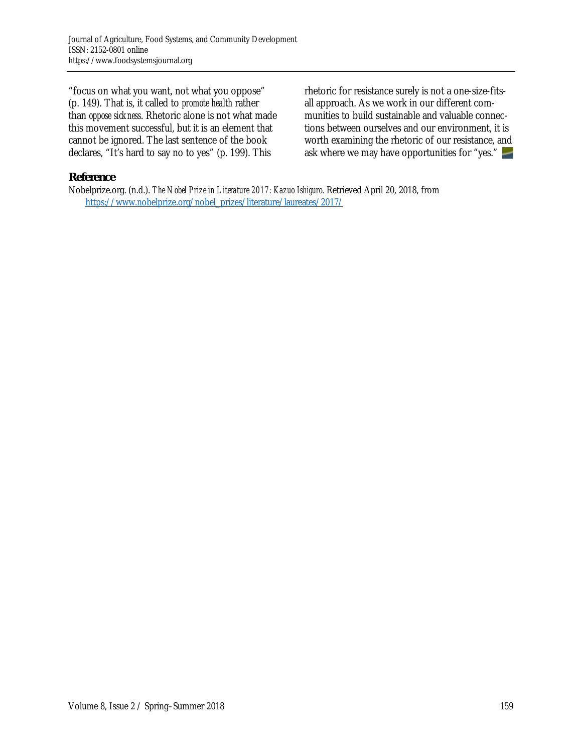"focus on what you want, not what you oppose" (p. 149). That is, it called to *promote health* rather than *oppose sickness*. Rhetoric alone is not what made this movement successful, but it is an element that cannot be ignored. The last sentence of the book declares, "It's hard to say no to yes" (p. 199). This rhetoric for resistance surely is not a one-size-fits-all approach. As we work in our different communities to build sustainable and valuable connections between ourselves and our environment, it is worth examining the rhetoric of our resistance, and ask where we may have opportunities for "yes."

## Reference

Nobelprize.org. (n.d.). *The Nobel Prize in Literature 2017: Kazuo Ishiguro.* Retrieved April 20, 2018, from https://www.nobelprize.org/nobel_prizes/literature/laureates/2017/